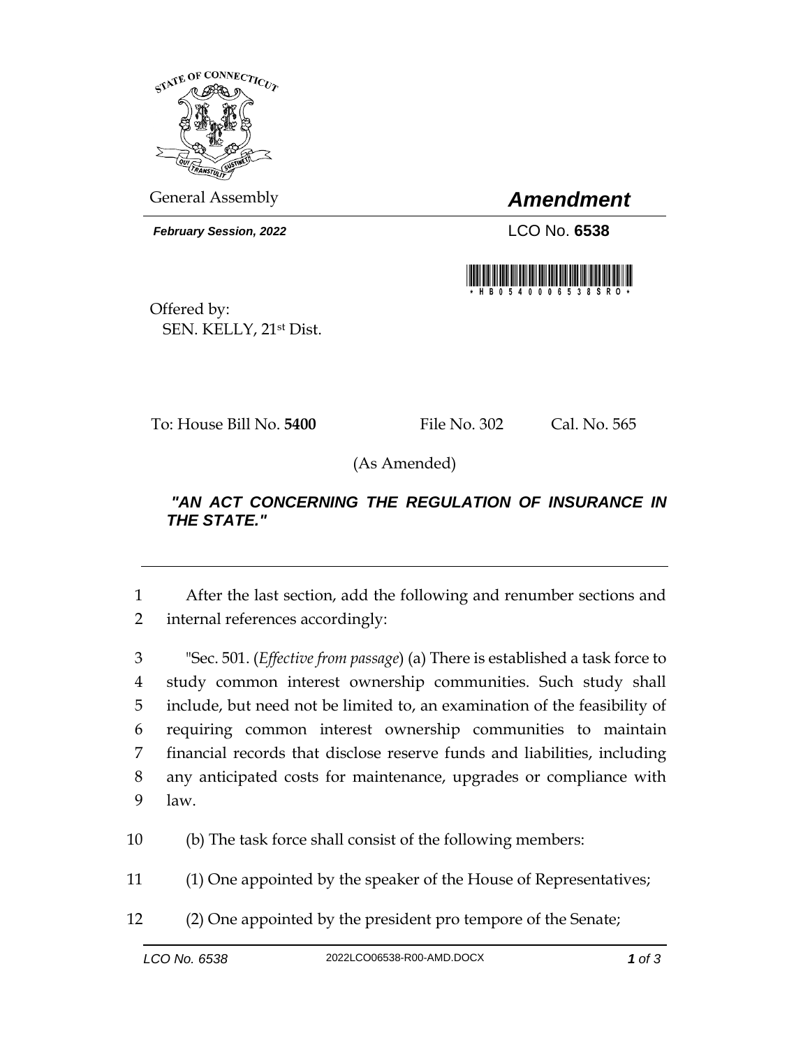General Assembly

# *Amendment*

***February Session, 2022***

LCO No. **6538**

Offered by:
SEN. KELLY, 21st Dist.

To: House Bill No. **5400** File No. 302 Cal. No. 565

(As Amended)

***"AN ACT CONCERNING THE REGULATION OF INSURANCE IN THE STATE."***

---

1 After the last section, add the following and renumber sections and
2 internal references accordingly:

3 "Sec. 501. (*Effective from passage*) (a) There is established a task force to
4 study common interest ownership communities. Such study shall
5 include, but need not be limited to, an examination of the feasibility of
6 requiring common interest ownership communities to maintain
7 financial records that disclose reserve funds and liabilities, including
8 any anticipated costs for maintenance, upgrades or compliance with
9 law.

10 (b) The task force shall consist of the following members:

11 (1) One appointed by the speaker of the House of Representatives;

12 (2) One appointed by the president pro tempore of the Senate;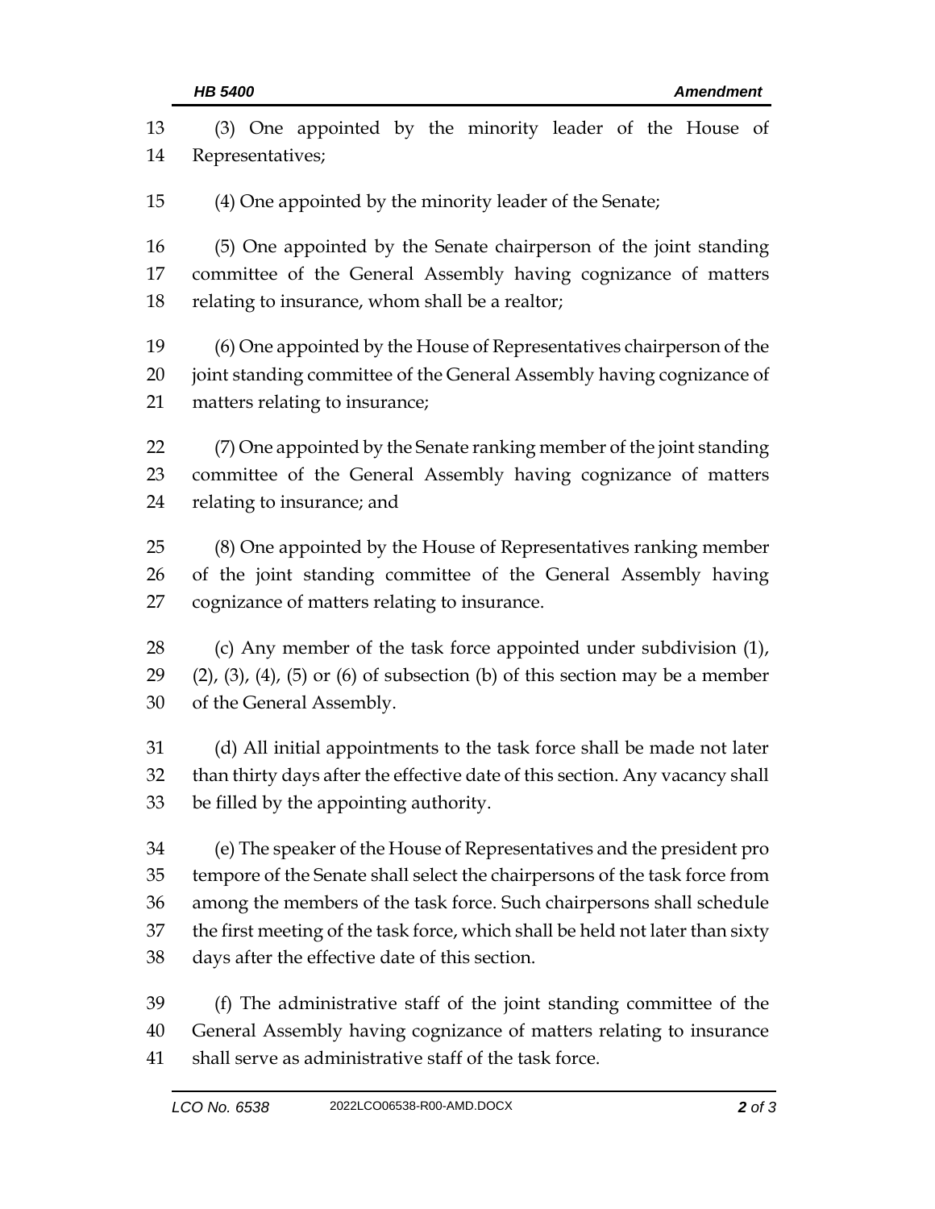(3) One appointed by the minority leader of the House of Representatives;

(4) One appointed by the minority leader of the Senate;

(5) One appointed by the Senate chairperson of the joint standing committee of the General Assembly having cognizance of matters relating to insurance, whom shall be a realtor;

(6) One appointed by the House of Representatives chairperson of the joint standing committee of the General Assembly having cognizance of matters relating to insurance;

(7) One appointed by the Senate ranking member of the joint standing committee of the General Assembly having cognizance of matters relating to insurance; and

(8) One appointed by the House of Representatives ranking member of the joint standing committee of the General Assembly having cognizance of matters relating to insurance.

(c) Any member of the task force appointed under subdivision (1), (2), (3), (4), (5) or (6) of subsection (b) of this section may be a member of the General Assembly.

(d) All initial appointments to the task force shall be made not later than thirty days after the effective date of this section. Any vacancy shall be filled by the appointing authority.

(e) The speaker of the House of Representatives and the president pro tempore of the Senate shall select the chairpersons of the task force from among the members of the task force. Such chairpersons shall schedule the first meeting of the task force, which shall be held not later than sixty days after the effective date of this section.

(f) The administrative staff of the joint standing committee of the General Assembly having cognizance of matters relating to insurance shall serve as administrative staff of the task force.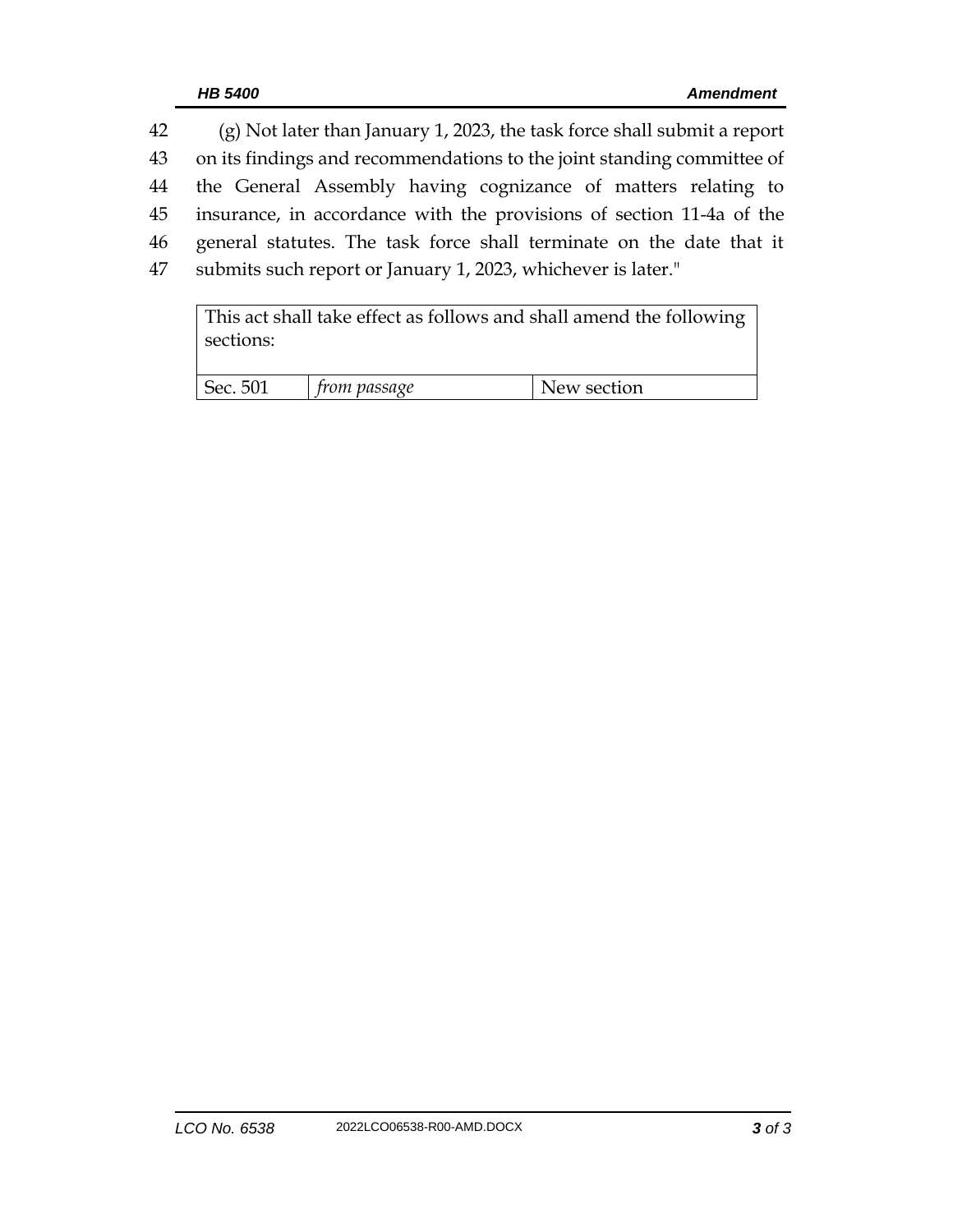(g) Not later than January 1, 2023, the task force shall submit a report on its findings and recommendations to the joint standing committee of the General Assembly having cognizance of matters relating to insurance, in accordance with the provisions of section 11-4a of the general statutes. The task force shall terminate on the date that it submits such report or January 1, 2023, whichever is later."

| This act shall take effect as follows and shall amend the following sections: | | |
|---|---|---|
| Sec. 501 | *from passage* | New section |